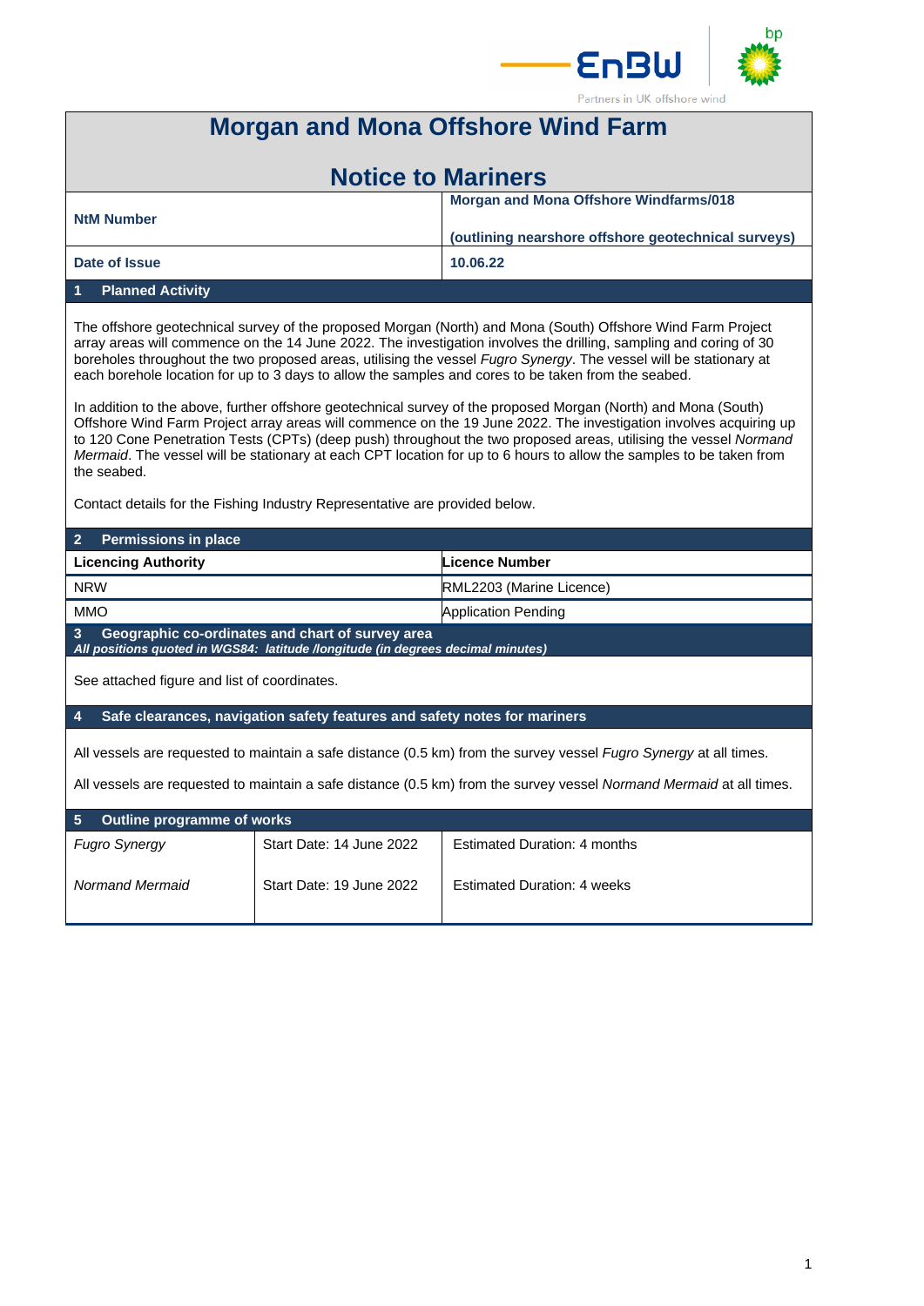# Morgan and Mona Offshore Wind Farm

## Notice to Mariners

| | |
|---|---|
| **NtM Number** | **Morgan and Mona Offshore Windfarms/018** **(outlining nearshore offshore geotechnical surveys)** |
| **Date of Issue** | **10.06.22** |

### 1 Planned Activity

The offshore geotechnical survey of the proposed Morgan (North) and Mona (South) Offshore Wind Farm Project array areas will commence on the 14 June 2022. The investigation involves the drilling, sampling and coring of 30 boreholes throughout the two proposed areas, utilising the vessel *Fugro Synergy*. The vessel will be stationary at each borehole location for up to 3 days to allow the samples and cores to be taken from the seabed.

In addition to the above, further offshore geotechnical survey of the proposed Morgan (North) and Mona (South) Offshore Wind Farm Project array areas will commence on the 19 June 2022. The investigation involves acquiring up to 120 Cone Penetration Tests (CPTs) (deep push) throughout the two proposed areas, utilising the vessel *Normand Mermaid*. The vessel will be stationary at each CPT location for up to 6 hours to allow the samples to be taken from the seabed.

Contact details for the Fishing Industry Representative are provided below.

### 2 Permissions in place

| **Licencing Authority** | **Licence Number** |
|---|---|
| NRW | RML2203 (Marine Licence) |
| MMO | Application Pending |

### 3 Geographic co-ordinates and chart of survey area

***All positions quoted in WGS84: latitude /longitude (in degrees decimal minutes)***

See attached figure and list of coordinates.

### 4 Safe clearances, navigation safety features and safety notes for mariners

All vessels are requested to maintain a safe distance (0.5 km) from the survey vessel *Fugro Synergy* at all times.

All vessels are requested to maintain a safe distance (0.5 km) from the survey vessel *Normand Mermaid* at all times.

### 5 Outline programme of works

| | | |
|---|---|---|
| *Fugro Synergy* | Start Date: 14 June 2022 | Estimated Duration: 4 months |
| *Normand Mermaid* | Start Date: 19 June 2022 | Estimated Duration: 4 weeks |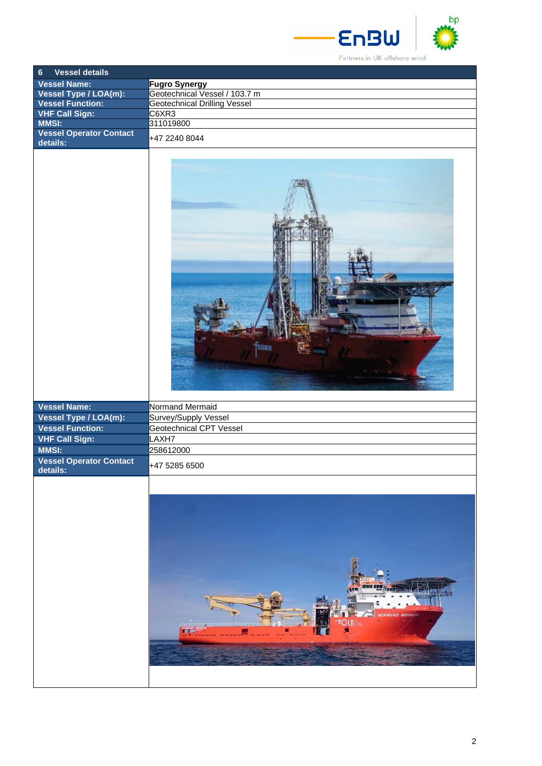| 6 Vessel details | |
|---|---|
| **Vessel Name:** | **Fugro Synergy** |
| **Vessel Type / LOA(m):** | Geotechnical Vessel / 103.7 m |
| **Vessel Function:** | Geotechnical Drilling Vessel |
| **VHF Call Sign:** | C6XR3 |
| **MMSI:** | 311019800 |
| **Vessel Operator Contact details:** | +47 2240 8044 |
| | |
| **Vessel Name:** | Normand Mermaid |
| **Vessel Type / LOA(m):** | Survey/Supply Vessel |
| **Vessel Function:** | Geotechnical CPT Vessel |
| **VHF Call Sign:** | LAXH7 |
| **MMSI:** | 258612000 |
| **Vessel Operator Contact details:** | +47 5285 6500 |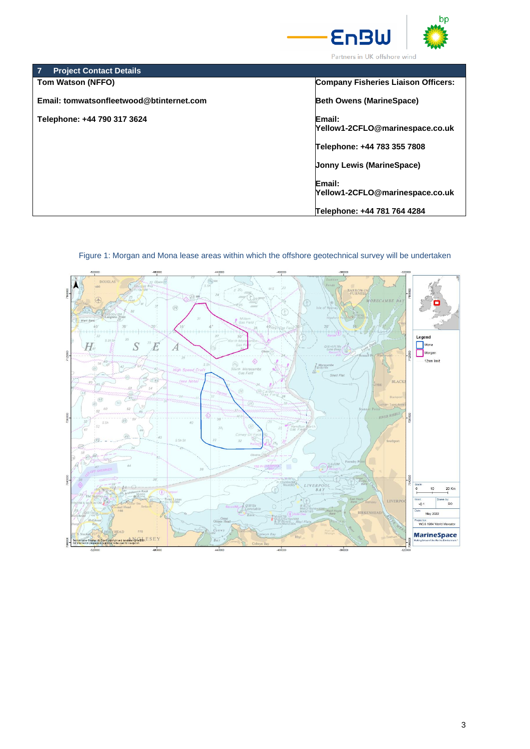| 7 Project Contact Details | |
|---|---|
| **Tom Watson (NFFO)** | **Company Fisheries Liaison Officers:** |
| **Email: tomwatsonfleetwood@btinternet.com** | **Beth Owens (MarineSpace)** |
| **Telephone: +44 790 317 3624** | **Email: Yellow1-2CFLO@marinespace.co.uk** |
| | **Telephone: +44 783 355 7808** |
| | **Jonny Lewis (MarineSpace)** |
| | **Email: Yellow1-2CFLO@marinespace.co.uk** |
| | **Telephone: +44 781 764 4284** |

Figure 1: Morgan and Mona lease areas within which the offshore geotechnical survey will be undertaken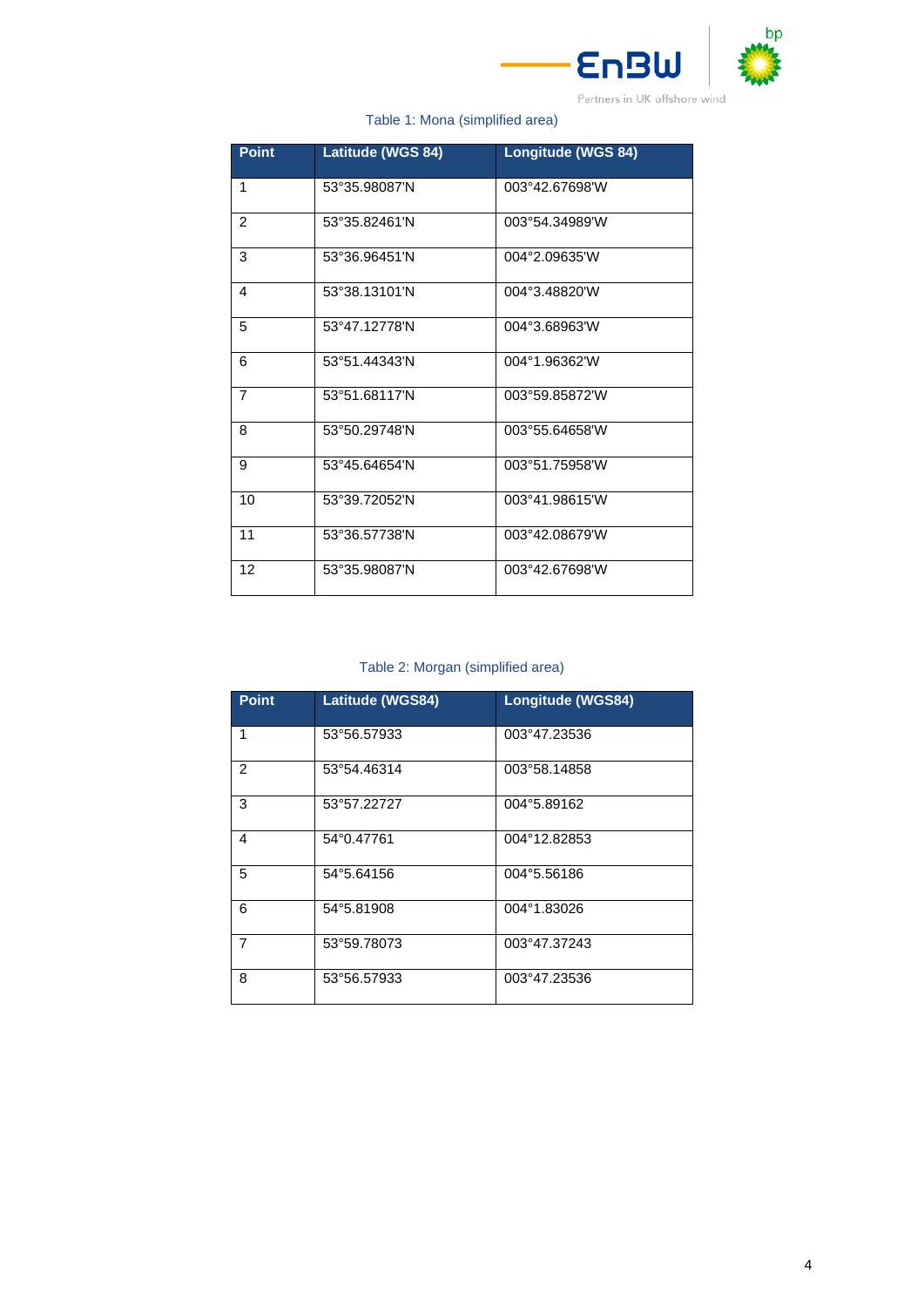Table 1: Mona (simplified area)

| Point | Latitude (WGS 84) | Longitude (WGS 84) |
|---|---|---|
| 1 | 53°35.98087'N | 003°42.67698'W |
| 2 | 53°35.82461'N | 003°54.34989'W |
| 3 | 53°36.96451'N | 004°2.09635'W |
| 4 | 53°38.13101'N | 004°3.48820'W |
| 5 | 53°47.12778'N | 004°3.68963'W |
| 6 | 53°51.44343'N | 004°1.96362'W |
| 7 | 53°51.68117'N | 003°59.85872'W |
| 8 | 53°50.29748'N | 003°55.64658'W |
| 9 | 53°45.64654'N | 003°51.75958'W |
| 10 | 53°39.72052'N | 003°41.98615'W |
| 11 | 53°36.57738'N | 003°42.08679'W |
| 12 | 53°35.98087'N | 003°42.67698'W |

Table 2: Morgan (simplified area)

| Point | Latitude (WGS84) | Longitude (WGS84) |
|---|---|---|
| 1 | 53°56.57933 | 003°47.23536 |
| 2 | 53°54.46314 | 003°58.14858 |
| 3 | 53°57.22727 | 004°5.89162 |
| 4 | 54°0.47761 | 004°12.82853 |
| 5 | 54°5.64156 | 004°5.56186 |
| 6 | 54°5.81908 | 004°1.83026 |
| 7 | 53°59.78073 | 003°47.37243 |
| 8 | 53°56.57933 | 003°47.23536 |